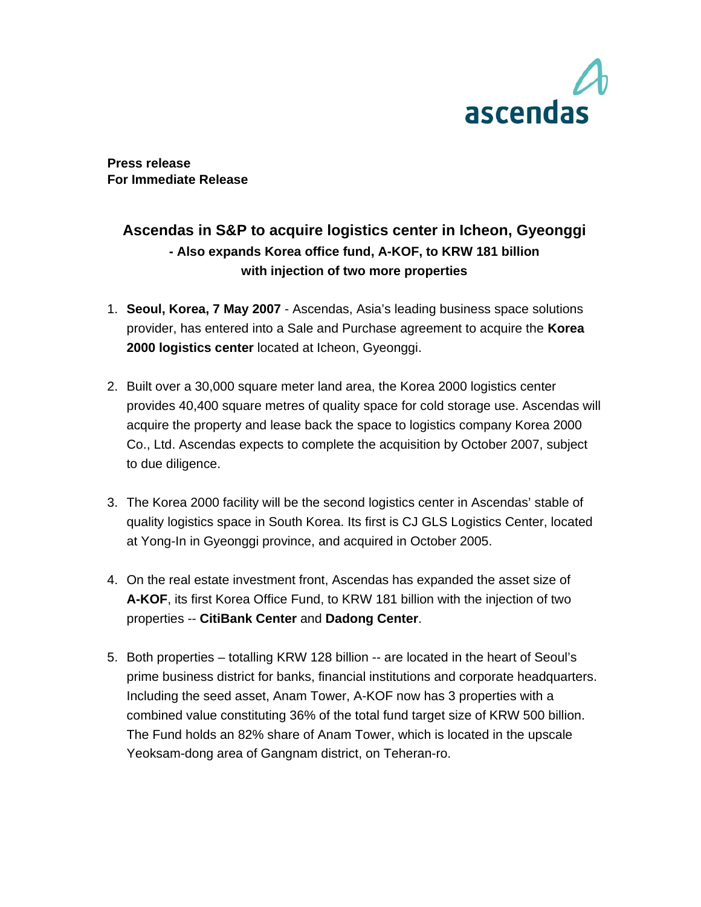ascendas

**Press release**
**For Immediate Release**

# Ascendas in S&P to acquire logistics center in Icheon, Gyeonggi

### - Also expands Korea office fund, A-KOF, to KRW 181 billion with injection of two more properties

1. **Seoul, Korea, 7 May 2007** - Ascendas, Asia's leading business space solutions provider, has entered into a Sale and Purchase agreement to acquire the **Korea 2000 logistics center** located at Icheon, Gyeonggi.

2. Built over a 30,000 square meter land area, the Korea 2000 logistics center provides 40,400 square metres of quality space for cold storage use. Ascendas will acquire the property and lease back the space to logistics company Korea 2000 Co., Ltd. Ascendas expects to complete the acquisition by October 2007, subject to due diligence.

3. The Korea 2000 facility will be the second logistics center in Ascendas' stable of quality logistics space in South Korea. Its first is CJ GLS Logistics Center, located at Yong-In in Gyeonggi province, and acquired in October 2005.

4. On the real estate investment front, Ascendas has expanded the asset size of **A-KOF**, its first Korea Office Fund, to KRW 181 billion with the injection of two properties -- **CitiBank Center** and **Dadong Center**.

5. Both properties – totalling KRW 128 billion -- are located in the heart of Seoul's prime business district for banks, financial institutions and corporate headquarters. Including the seed asset, Anam Tower, A-KOF now has 3 properties with a combined value constituting 36% of the total fund target size of KRW 500 billion. The Fund holds an 82% share of Anam Tower, which is located in the upscale Yeoksam-dong area of Gangnam district, on Teheran-ro.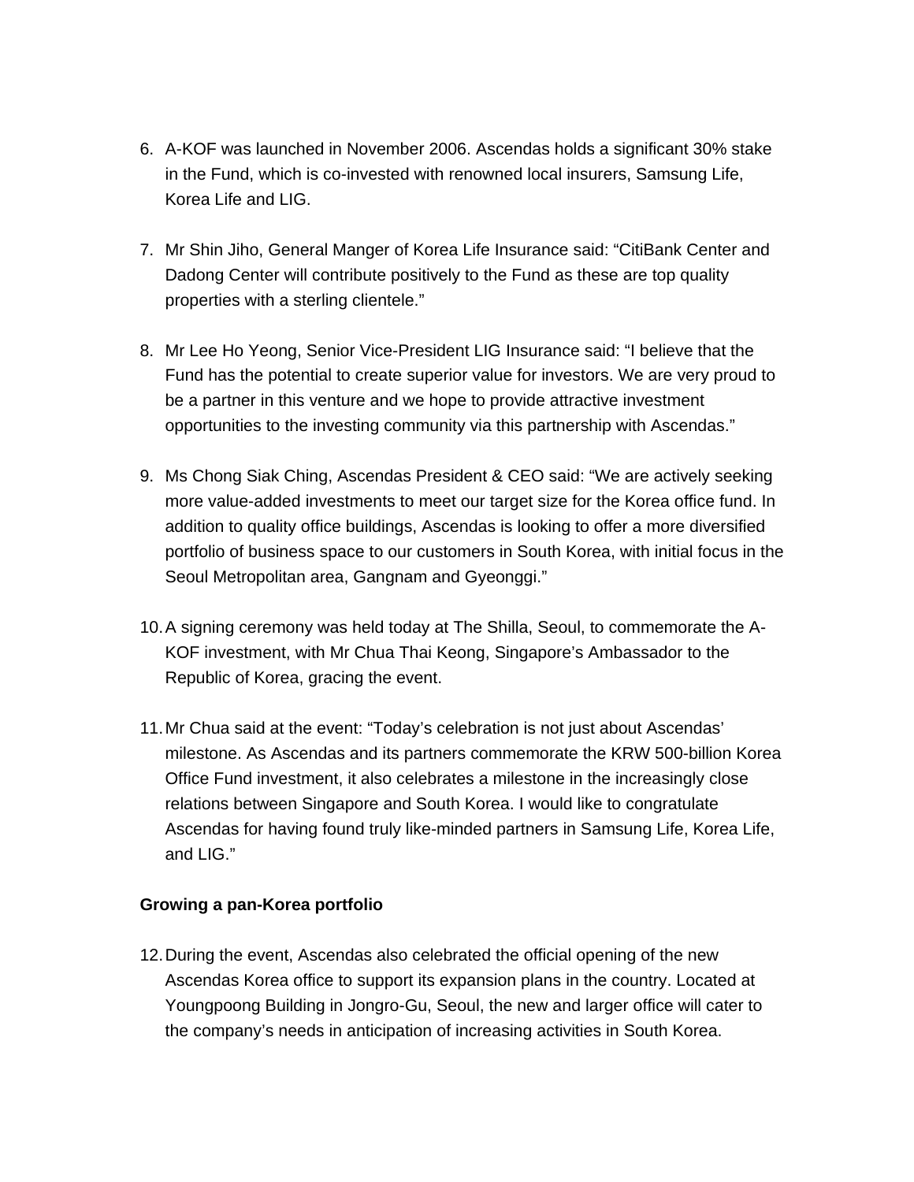6. A-KOF was launched in November 2006. Ascendas holds a significant 30% stake in the Fund, which is co-invested with renowned local insurers, Samsung Life, Korea Life and LIG.

7. Mr Shin Jiho, General Manger of Korea Life Insurance said: “CitiBank Center and Dadong Center will contribute positively to the Fund as these are top quality properties with a sterling clientele.”

8. Mr Lee Ho Yeong, Senior Vice-President LIG Insurance said: “I believe that the Fund has the potential to create superior value for investors. We are very proud to be a partner in this venture and we hope to provide attractive investment opportunities to the investing community via this partnership with Ascendas.”

9. Ms Chong Siak Ching, Ascendas President & CEO said: “We are actively seeking more value-added investments to meet our target size for the Korea office fund. In addition to quality office buildings, Ascendas is looking to offer a more diversified portfolio of business space to our customers in South Korea, with initial focus in the Seoul Metropolitan area, Gangnam and Gyeonggi.”

10. A signing ceremony was held today at The Shilla, Seoul, to commemorate the A-KOF investment, with Mr Chua Thai Keong, Singapore’s Ambassador to the Republic of Korea, gracing the event.

11. Mr Chua said at the event: “Today’s celebration is not just about Ascendas’ milestone. As Ascendas and its partners commemorate the KRW 500-billion Korea Office Fund investment, it also celebrates a milestone in the increasingly close relations between Singapore and South Korea. I would like to congratulate Ascendas for having found truly like-minded partners in Samsung Life, Korea Life, and LIG.”

**Growing a pan-Korea portfolio**

12. During the event, Ascendas also celebrated the official opening of the new Ascendas Korea office to support its expansion plans in the country. Located at Youngpoong Building in Jongro-Gu, Seoul, the new and larger office will cater to the company’s needs in anticipation of increasing activities in South Korea.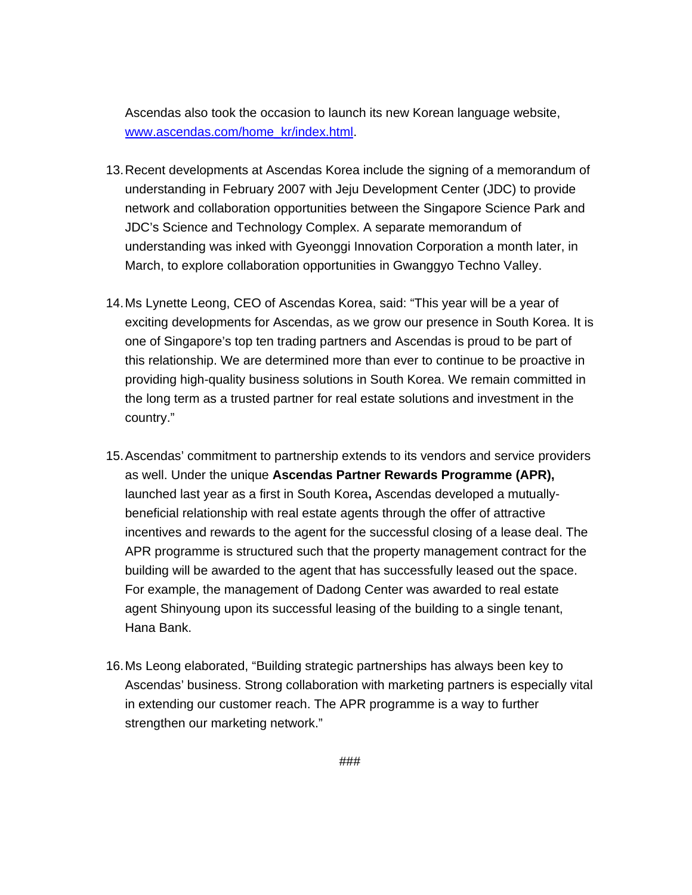Ascendas also took the occasion to launch its new Korean language website, www.ascendas.com/home_kr/index.html.

13. Recent developments at Ascendas Korea include the signing of a memorandum of understanding in February 2007 with Jeju Development Center (JDC) to provide network and collaboration opportunities between the Singapore Science Park and JDC's Science and Technology Complex. A separate memorandum of understanding was inked with Gyeonggi Innovation Corporation a month later, in March, to explore collaboration opportunities in Gwanggyo Techno Valley.

14. Ms Lynette Leong, CEO of Ascendas Korea, said: "This year will be a year of exciting developments for Ascendas, as we grow our presence in South Korea. It is one of Singapore's top ten trading partners and Ascendas is proud to be part of this relationship. We are determined more than ever to continue to be proactive in providing high-quality business solutions in South Korea. We remain committed in the long term as a trusted partner for real estate solutions and investment in the country."

15. Ascendas' commitment to partnership extends to its vendors and service providers as well. Under the unique **Ascendas Partner Rewards Programme (APR),** launched last year as a first in South Korea**,** Ascendas developed a mutually-beneficial relationship with real estate agents through the offer of attractive incentives and rewards to the agent for the successful closing of a lease deal. The APR programme is structured such that the property management contract for the building will be awarded to the agent that has successfully leased out the space. For example, the management of Dadong Center was awarded to real estate agent Shinyoung upon its successful leasing of the building to a single tenant, Hana Bank.

16. Ms Leong elaborated, "Building strategic partnerships has always been key to Ascendas' business. Strong collaboration with marketing partners is especially vital in extending our customer reach. The APR programme is a way to further strengthen our marketing network."

###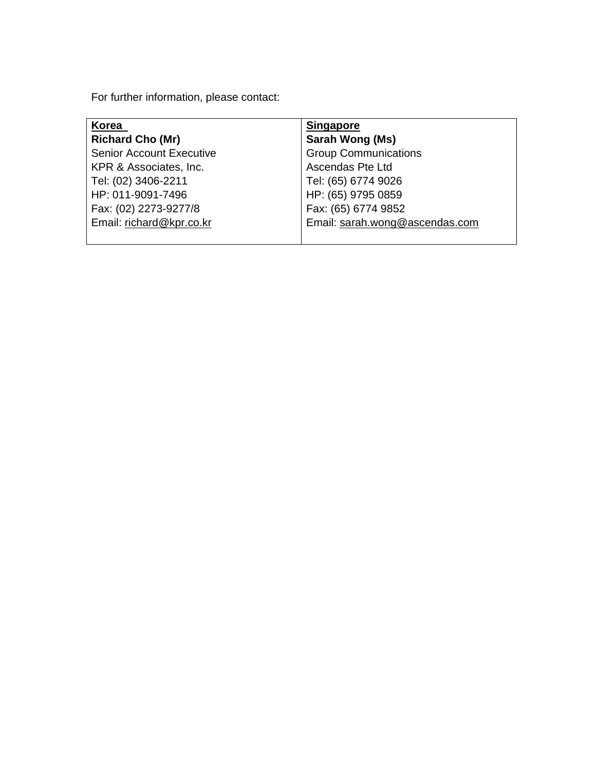For further information, please contact:

| **Korea** | **Singapore** |
|---|---|
| **Richard Cho (Mr)** | **Sarah Wong (Ms)** |
| Senior Account Executive | Group Communications |
| KPR & Associates, Inc. | Ascendas Pte Ltd |
| Tel: (02) 3406-2211 | Tel: (65) 6774 9026 |
| HP: 011-9091-7496 | HP: (65) 9795 0859 |
| Fax: (02) 2273-9277/8 | Fax: (65) 6774 9852 |
| Email: richard@kpr.co.kr | Email: sarah.wong@ascendas.com |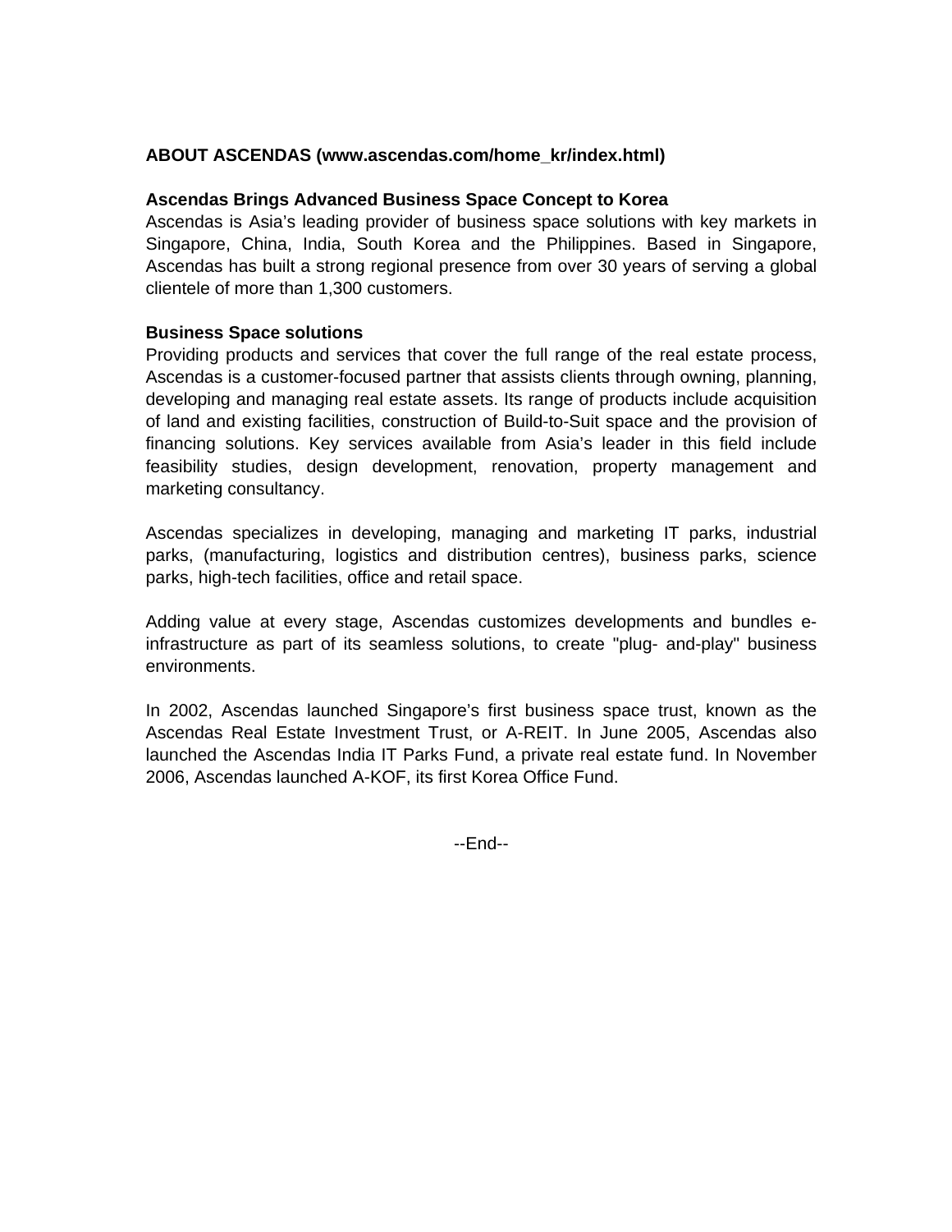**ABOUT ASCENDAS (www.ascendas.com/home_kr/index.html)**

**Ascendas Brings Advanced Business Space Concept to Korea**

Ascendas is Asia's leading provider of business space solutions with key markets in Singapore, China, India, South Korea and the Philippines. Based in Singapore, Ascendas has built a strong regional presence from over 30 years of serving a global clientele of more than 1,300 customers.

**Business Space solutions**

Providing products and services that cover the full range of the real estate process, Ascendas is a customer-focused partner that assists clients through owning, planning, developing and managing real estate assets. Its range of products include acquisition of land and existing facilities, construction of Build-to-Suit space and the provision of financing solutions. Key services available from Asia's leader in this field include feasibility studies, design development, renovation, property management and marketing consultancy.

Ascendas specializes in developing, managing and marketing IT parks, industrial parks, (manufacturing, logistics and distribution centres), business parks, science parks, high-tech facilities, office and retail space.

Adding value at every stage, Ascendas customizes developments and bundles e-infrastructure as part of its seamless solutions, to create "plug- and-play" business environments.

In 2002, Ascendas launched Singapore's first business space trust, known as the Ascendas Real Estate Investment Trust, or A-REIT. In June 2005, Ascendas also launched the Ascendas India IT Parks Fund, a private real estate fund. In November 2006, Ascendas launched A-KOF, its first Korea Office Fund.

--End--